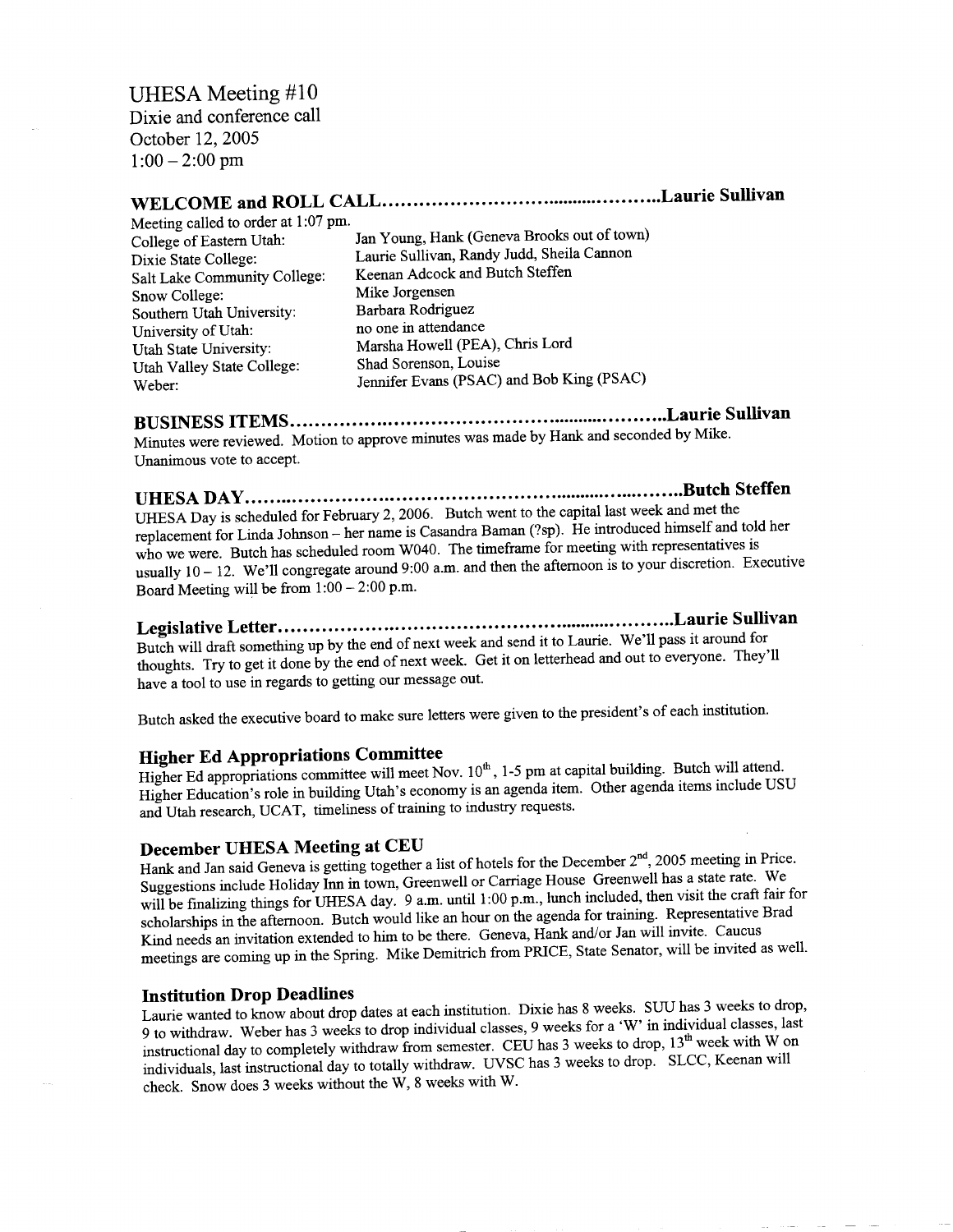UHESA Meeting #10
Dixie and conference call
October 12, 2005
1:00 – 2:00 pm

## WELCOME and ROLL CALL……………………………………………Laurie Sullivan

Meeting called to order at 1:07 pm.

| | |
|---|---|
| College of Eastern Utah: | Jan Young, Hank (Geneva Brooks out of town) |
| Dixie State College: | Laurie Sullivan, Randy Judd, Sheila Cannon |
| Salt Lake Community College: | Keenan Adcock and Butch Steffen |
| Snow College: | Mike Jorgensen |
| Southern Utah University: | Barbara Rodriguez |
| University of Utah: | no one in attendance |
| Utah State University: | Marsha Howell (PEA), Chris Lord |
| Utah Valley State College: | Shad Sorenson, Louise |
| Weber: | Jennifer Evans (PSAC) and Bob King (PSAC) |

## BUSINESS ITEMS……………………………………………………Laurie Sullivan

Minutes were reviewed. Motion to approve minutes was made by Hank and seconded by Mike. Unanimous vote to accept.

## UHESA DAY……………………………………………………………Butch Steffen

UHESA Day is scheduled for February 2, 2006. Butch went to the capital last week and met the replacement for Linda Johnson – her name is Casandra Baman (?sp). He introduced himself and told her who we were. Butch has scheduled room W040. The timeframe for meeting with representatives is usually 10 – 12. We'll congregate around 9:00 a.m. and then the afternoon is to your discretion. Executive Board Meeting will be from 1:00 – 2:00 p.m.

## Legislative Letter……………………………………………………Laurie Sullivan

Butch will draft something up by the end of next week and send it to Laurie. We'll pass it around for thoughts. Try to get it done by the end of next week. Get it on letterhead and out to everyone. They'll have a tool to use in regards to getting our message out.

Butch asked the executive board to make sure letters were given to the president's of each institution.

### Higher Ed Appropriations Committee

Higher Ed appropriations committee will meet Nov. 10th, 1-5 pm at capital building. Butch will attend. Higher Education's role in building Utah's economy is an agenda item. Other agenda items include USU and Utah research, UCAT, timeliness of training to industry requests.

### December UHESA Meeting at CEU

Hank and Jan said Geneva is getting together a list of hotels for the December 2nd, 2005 meeting in Price. Suggestions include Holiday Inn in town, Greenwell or Carriage House Greenwell has a state rate. We will be finalizing things for UHESA day. 9 a.m. until 1:00 p.m., lunch included, then visit the craft fair for scholarships in the afternoon. Butch would like an hour on the agenda for training. Representative Brad Kind needs an invitation extended to him to be there. Geneva, Hank and/or Jan will invite. Caucus meetings are coming up in the Spring. Mike Demitrich from PRICE, State Senator, will be invited as well.

### Institution Drop Deadlines

Laurie wanted to know about drop dates at each institution. Dixie has 8 weeks. SUU has 3 weeks to drop, 9 to withdraw. Weber has 3 weeks to drop individual classes, 9 weeks for a 'W' in individual classes, last instructional day to completely withdraw from semester. CEU has 3 weeks to drop, 13th week with W on individuals, last instructional day to totally withdraw. UVSC has 3 weeks to drop. SLCC, Keenan will check. Snow does 3 weeks without the W, 8 weeks with W.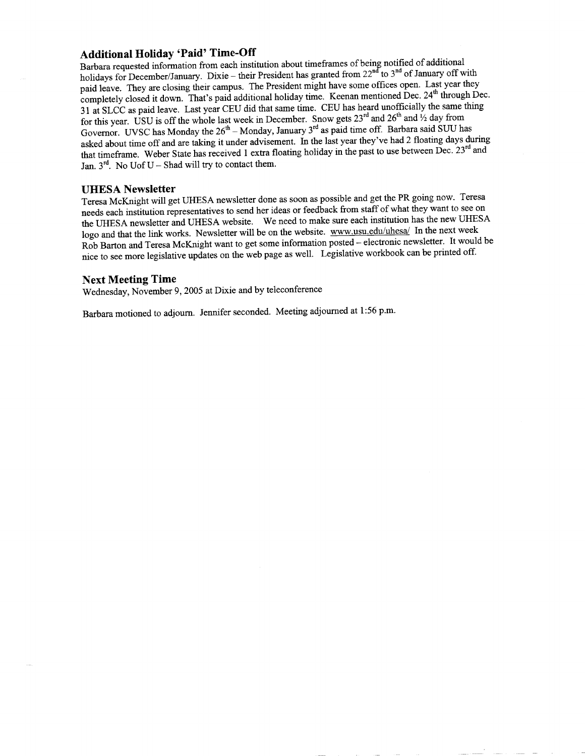## Additional Holiday 'Paid' Time-Off

Barbara requested information from each institution about timeframes of being notified of additional holidays for December/January. Dixie – their President has granted from 22nd to 3rd of January off with paid leave. They are closing their campus. The President might have some offices open. Last year they completely closed it down. That's paid additional holiday time. Keenan mentioned Dec. 24th through Dec. 31 at SLCC as paid leave. Last year CEU did that same time. CEU has heard unofficially the same thing for this year. USU is off the whole last week in December. Snow gets 23rd and 26th and ½ day from Governor. UVSC has Monday the 26th – Monday, January 3rd as paid time off. Barbara said SUU has asked about time off and are taking it under advisement. In the last year they've had 2 floating days during that timeframe. Weber State has received 1 extra floating holiday in the past to use between Dec. 23rd and Jan. 3rd. No U of U – Shad will try to contact them.

## UHESA Newsletter

Teresa McKnight will get UHESA newsletter done as soon as possible and get the PR going now. Teresa needs each institution representatives to send her ideas or feedback from staff of what they want to see on the UHESA newsletter and UHESA website. We need to make sure each institution has the new UHESA logo and that the link works. Newsletter will be on the website. www.usu.edu/uhesa/ In the next week Rob Barton and Teresa McKnight want to get some information posted – electronic newsletter. It would be nice to see more legislative updates on the web page as well. Legislative workbook can be printed off.

## Next Meeting Time

Wednesday, November 9, 2005 at Dixie and by teleconference

Barbara motioned to adjourn. Jennifer seconded. Meeting adjourned at 1:56 p.m.